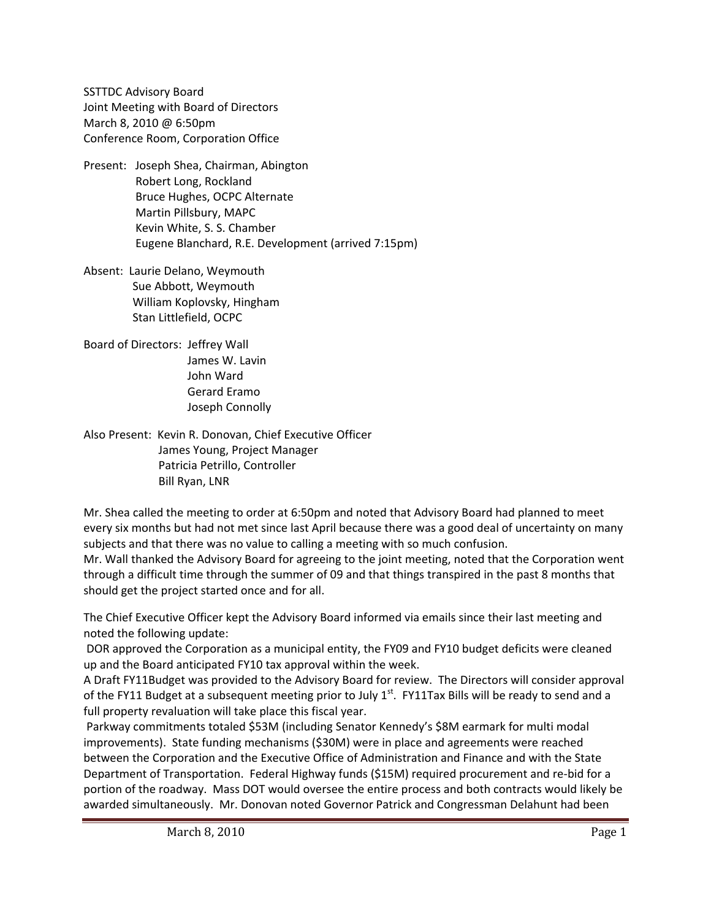SSTTDC Advisory Board
Joint Meeting with Board of Directors
March 8, 2010 @ 6:50pm
Conference Room, Corporation Office

Present: Joseph Shea, Chairman, Abington
Robert Long, Rockland
Bruce Hughes, OCPC Alternate
Martin Pillsbury, MAPC
Kevin White, S. S. Chamber
Eugene Blanchard, R.E. Development (arrived 7:15pm)

Absent: Laurie Delano, Weymouth
Sue Abbott, Weymouth
William Koplovsky, Hingham
Stan Littlefield, OCPC

Board of Directors: Jeffrey Wall
James W. Lavin
John Ward
Gerard Eramo
Joseph Connolly

Also Present: Kevin R. Donovan, Chief Executive Officer
James Young, Project Manager
Patricia Petrillo, Controller
Bill Ryan, LNR

Mr. Shea called the meeting to order at 6:50pm and noted that Advisory Board had planned to meet every six months but had not met since last April because there was a good deal of uncertainty on many subjects and that there was no value to calling a meeting with so much confusion.
Mr. Wall thanked the Advisory Board for agreeing to the joint meeting, noted that the Corporation went through a difficult time through the summer of 09 and that things transpired in the past 8 months that should get the project started once and for all.

The Chief Executive Officer kept the Advisory Board informed via emails since their last meeting and noted the following update:
DOR approved the Corporation as a municipal entity, the FY09 and FY10 budget deficits were cleaned up and the Board anticipated FY10 tax approval within the week.
A Draft FY11Budget was provided to the Advisory Board for review. The Directors will consider approval of the FY11 Budget at a subsequent meeting prior to July 1st. FY11Tax Bills will be ready to send and a full property revaluation will take place this fiscal year.
Parkway commitments totaled $53M (including Senator Kennedy's $8M earmark for multi modal improvements). State funding mechanisms ($30M) were in place and agreements were reached between the Corporation and the Executive Office of Administration and Finance and with the State Department of Transportation. Federal Highway funds ($15M) required procurement and re-bid for a portion of the roadway. Mass DOT would oversee the entire process and both contracts would likely be awarded simultaneously. Mr. Donovan noted Governor Patrick and Congressman Delahunt had been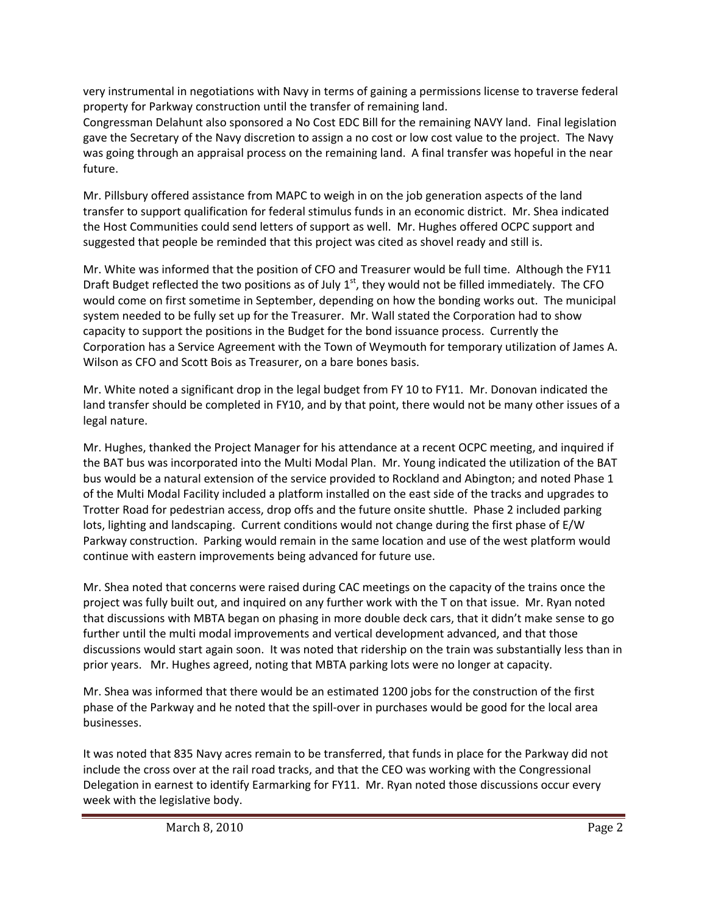very instrumental in negotiations with Navy in terms of gaining a permissions license to traverse federal property for Parkway construction until the transfer of remaining land.
Congressman Delahunt also sponsored a No Cost EDC Bill for the remaining NAVY land. Final legislation gave the Secretary of the Navy discretion to assign a no cost or low cost value to the project. The Navy was going through an appraisal process on the remaining land. A final transfer was hopeful in the near future.

Mr. Pillsbury offered assistance from MAPC to weigh in on the job generation aspects of the land transfer to support qualification for federal stimulus funds in an economic district. Mr. Shea indicated the Host Communities could send letters of support as well. Mr. Hughes offered OCPC support and suggested that people be reminded that this project was cited as shovel ready and still is.

Mr. White was informed that the position of CFO and Treasurer would be full time. Although the FY11 Draft Budget reflected the two positions as of July 1st, they would not be filled immediately. The CFO would come on first sometime in September, depending on how the bonding works out. The municipal system needed to be fully set up for the Treasurer. Mr. Wall stated the Corporation had to show capacity to support the positions in the Budget for the bond issuance process. Currently the Corporation has a Service Agreement with the Town of Weymouth for temporary utilization of James A. Wilson as CFO and Scott Bois as Treasurer, on a bare bones basis.

Mr. White noted a significant drop in the legal budget from FY 10 to FY11. Mr. Donovan indicated the land transfer should be completed in FY10, and by that point, there would not be many other issues of a legal nature.

Mr. Hughes, thanked the Project Manager for his attendance at a recent OCPC meeting, and inquired if the BAT bus was incorporated into the Multi Modal Plan. Mr. Young indicated the utilization of the BAT bus would be a natural extension of the service provided to Rockland and Abington; and noted Phase 1 of the Multi Modal Facility included a platform installed on the east side of the tracks and upgrades to Trotter Road for pedestrian access, drop offs and the future onsite shuttle. Phase 2 included parking lots, lighting and landscaping. Current conditions would not change during the first phase of E/W Parkway construction. Parking would remain in the same location and use of the west platform would continue with eastern improvements being advanced for future use.

Mr. Shea noted that concerns were raised during CAC meetings on the capacity of the trains once the project was fully built out, and inquired on any further work with the T on that issue. Mr. Ryan noted that discussions with MBTA began on phasing in more double deck cars, that it didn't make sense to go further until the multi modal improvements and vertical development advanced, and that those discussions would start again soon. It was noted that ridership on the train was substantially less than in prior years. Mr. Hughes agreed, noting that MBTA parking lots were no longer at capacity.

Mr. Shea was informed that there would be an estimated 1200 jobs for the construction of the first phase of the Parkway and he noted that the spill-over in purchases would be good for the local area businesses.

It was noted that 835 Navy acres remain to be transferred, that funds in place for the Parkway did not include the cross over at the rail road tracks, and that the CEO was working with the Congressional Delegation in earnest to identify Earmarking for FY11. Mr. Ryan noted those discussions occur every week with the legislative body.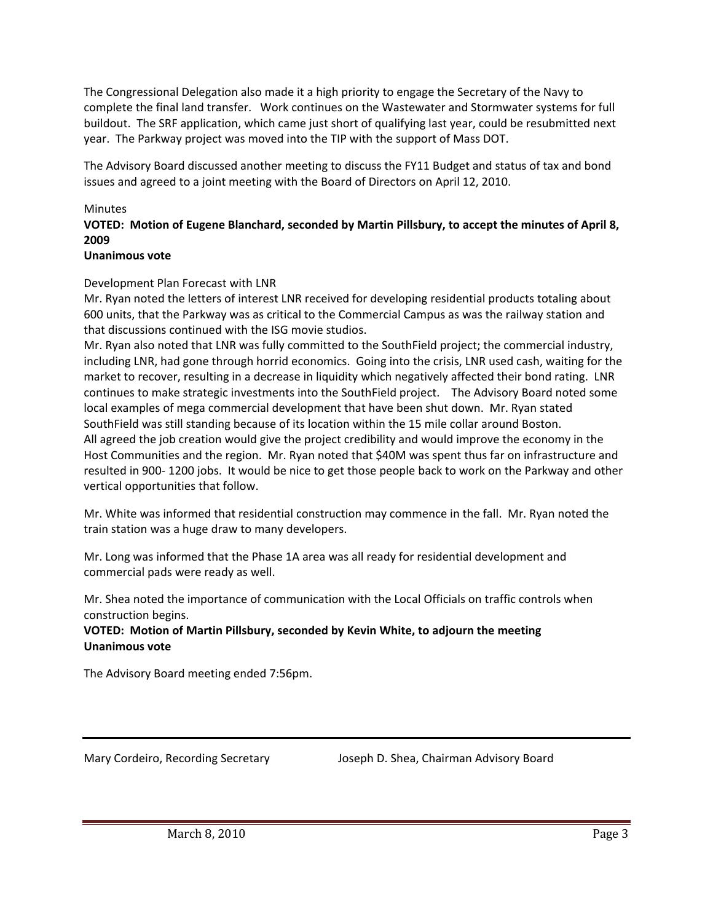The Congressional Delegation also made it a high priority to engage the Secretary of the Navy to complete the final land transfer. Work continues on the Wastewater and Stormwater systems for full buildout. The SRF application, which came just short of qualifying last year, could be resubmitted next year. The Parkway project was moved into the TIP with the support of Mass DOT.

The Advisory Board discussed another meeting to discuss the FY11 Budget and status of tax and bond issues and agreed to a joint meeting with the Board of Directors on April 12, 2010.

Minutes

**VOTED: Motion of Eugene Blanchard, seconded by Martin Pillsbury, to accept the minutes of April 8, 2009**
**Unanimous vote**

Development Plan Forecast with LNR

Mr. Ryan noted the letters of interest LNR received for developing residential products totaling about 600 units, that the Parkway was as critical to the Commercial Campus as was the railway station and that discussions continued with the ISG movie studios.

Mr. Ryan also noted that LNR was fully committed to the SouthField project; the commercial industry, including LNR, had gone through horrid economics. Going into the crisis, LNR used cash, waiting for the market to recover, resulting in a decrease in liquidity which negatively affected their bond rating. LNR continues to make strategic investments into the SouthField project. The Advisory Board noted some local examples of mega commercial development that have been shut down. Mr. Ryan stated SouthField was still standing because of its location within the 15 mile collar around Boston.

All agreed the job creation would give the project credibility and would improve the economy in the Host Communities and the region. Mr. Ryan noted that $40M was spent thus far on infrastructure and resulted in 900- 1200 jobs. It would be nice to get those people back to work on the Parkway and other vertical opportunities that follow.

Mr. White was informed that residential construction may commence in the fall. Mr. Ryan noted the train station was a huge draw to many developers.

Mr. Long was informed that the Phase 1A area was all ready for residential development and commercial pads were ready as well.

Mr. Shea noted the importance of communication with the Local Officials on traffic controls when construction begins.

**VOTED: Motion of Martin Pillsbury, seconded by Kevin White, to adjourn the meeting**
**Unanimous vote**

The Advisory Board meeting ended 7:56pm.

---

Mary Cordeiro, Recording Secretary    Joseph D. Shea, Chairman Advisory Board

March 8, 2010